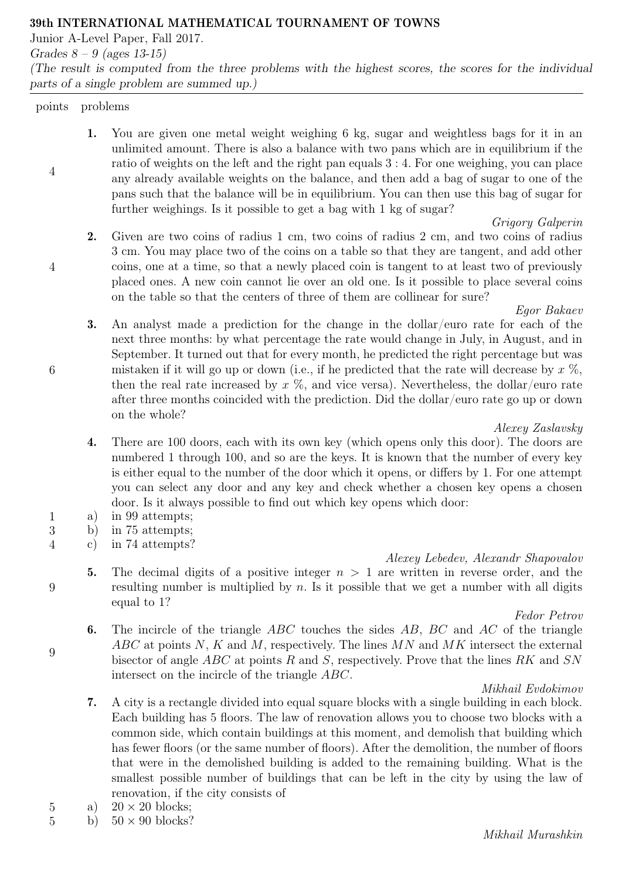**39th INTERNATIONAL MATHEMATICAL TOURNAMENT OF TOWNS**

Junior A-Level Paper, Fall 2017.

*Grades 8 – 9 (ages 13-15)*

*(The result is computed from the three problems with the highest scores, the scores for the individual parts of a single problem are summed up.)*

| points | problems |
|---|---|

4 **1.** You are given one metal weight weighing 6 kg, sugar and weightless bags for it in an unlimited amount. There is also a balance with two pans which are in equilibrium if the ratio of weights on the left and the right pan equals 3 : 4. For one weighing, you can place any already available weights on the balance, and then add a bag of sugar to one of the pans such that the balance will be in equilibrium. You can then use this bag of sugar for further weighings. Is it possible to get a bag with 1 kg of sugar?

*Grigory Galperin*

4 **2.** Given are two coins of radius 1 cm, two coins of radius 2 cm, and two coins of radius 3 cm. You may place two of the coins on a table so that they are tangent, and add other coins, one at a time, so that a newly placed coin is tangent to at least two of previously placed ones. A new coin cannot lie over an old one. Is it possible to place several coins on the table so that the centers of three of them are collinear for sure?

*Egor Bakaev*

6 **3.** An analyst made a prediction for the change in the dollar/euro rate for each of the next three months: by what percentage the rate would change in July, in August, and in September. It turned out that for every month, he predicted the right percentage but was mistaken if it will go up or down (i.e., if he predicted that the rate will decrease by $x$ %, then the real rate increased by $x$ %, and vice versa). Nevertheless, the dollar/euro rate after three months coincided with the prediction. Did the dollar/euro rate go up or down on the whole?

*Alexey Zaslavsky*

**4.** There are 100 doors, each with its own key (which opens only this door). The doors are numbered 1 through 100, and so are the keys. It is known that the number of every key is either equal to the number of the door which it opens, or differs by 1. For one attempt you can select any door and any key and check whether a chosen key opens a chosen door. Is it always possible to find out which key opens which door:

1 a) in 99 attempts;

3 b) in 75 attempts;

4 c) in 74 attempts?

*Alexey Lebedev, Alexandr Shapovalov*

9 **5.** The decimal digits of a positive integer $n > 1$ are written in reverse order, and the resulting number is multiplied by $n$. Is it possible that we get a number with all digits equal to 1?

*Fedor Petrov*

9 **6.** The incircle of the triangle $ABC$ touches the sides $AB$, $BC$ and $AC$ of the triangle $ABC$ at points $N$, $K$ and $M$, respectively. The lines $MN$ and $MK$ intersect the external bisector of angle $ABC$ at points $R$ and $S$, respectively. Prove that the lines $RK$ and $SN$ intersect on the incircle of the triangle $ABC$.

*Mikhail Evdokimov*

**7.** A city is a rectangle divided into equal square blocks with a single building in each block. Each building has 5 floors. The law of renovation allows you to choose two blocks with a common side, which contain buildings at this moment, and demolish that building which has fewer floors (or the same number of floors). After the demolition, the number of floors that were in the demolished building is added to the remaining building. What is the smallest possible number of buildings that can be left in the city by using the law of renovation, if the city consists of

5 a) $20 \times 20$ blocks;

5 b) $50 \times 90$ blocks?

*Mikhail Murashkin*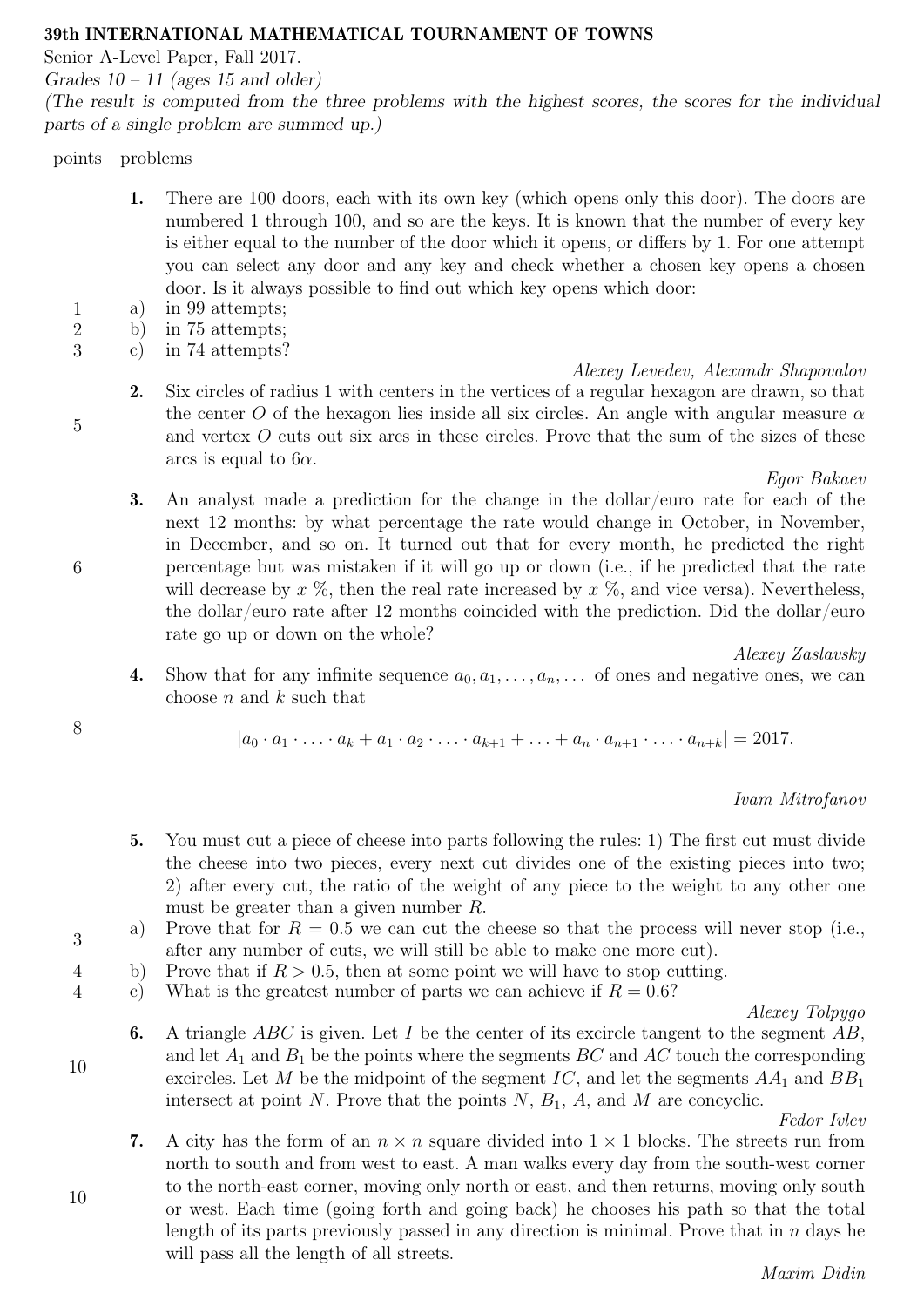**39th INTERNATIONAL MATHEMATICAL TOURNAMENT OF TOWNS**

Senior A-Level Paper, Fall 2017.

*Grades 10 – 11 (ages 15 and older)*

*(The result is computed from the three problems with the highest scores, the scores for the individual parts of a single problem are summed up.)*

| points | problems |
|---|---|

**1.** There are 100 doors, each with its own key (which opens only this door). The doors are numbered 1 through 100, and so are the keys. It is known that the number of every key is either equal to the number of the door which it opens, or differs by 1. For one attempt you can select any door and any key and check whether a chosen key opens a chosen door. Is it always possible to find out which key opens which door:

- (1 point) a) in 99 attempts;
- (2 points) b) in 75 attempts;
- (3 points) c) in 74 attempts?

*Alexey Levedev, Alexandr Shapovalov*

**2.** (5 points) Six circles of radius 1 with centers in the vertices of a regular hexagon are drawn, so that the center $O$ of the hexagon lies inside all six circles. An angle with angular measure $\alpha$ and vertex $O$ cuts out six arcs in these circles. Prove that the sum of the sizes of these arcs is equal to $6\alpha$.

*Egor Bakaev*

**3.** (6 points) An analyst made a prediction for the change in the dollar/euro rate for each of the next 12 months: by what percentage the rate would change in October, in November, in December, and so on. It turned out that for every month, he predicted the right percentage but was mistaken if it will go up or down (i.e., if he predicted that the rate will decrease by $x$ %, then the real rate increased by $x$ %, and vice versa). Nevertheless, the dollar/euro rate after 12 months coincided with the prediction. Did the dollar/euro rate go up or down on the whole?

*Alexey Zaslavsky*

**4.** (8 points) Show that for any infinite sequence $a_0, a_1, \ldots, a_n, \ldots$ of ones and negative ones, we can choose $n$ and $k$ such that

$$|a_0 \cdot a_1 \cdot \ldots \cdot a_k + a_1 \cdot a_2 \cdot \ldots \cdot a_{k+1} + \ldots + a_n \cdot a_{n+1} \cdot \ldots \cdot a_{n+k}| = 2017.$$

*Ivam Mitrofanov*

**5.** You must cut a piece of cheese into parts following the rules: 1) The first cut must divide the cheese into two pieces, every next cut divides one of the existing pieces into two; 2) after every cut, the ratio of the weight of any piece to the weight to any other one must be greater than a given number $R$.

- (3 points) a) Prove that for $R = 0.5$ we can cut the cheese so that the process will never stop (i.e., after any number of cuts, we will still be able to make one more cut).
- (4 points) b) Prove that if $R > 0.5$, then at some point we will have to stop cutting.
- (4 points) c) What is the greatest number of parts we can achieve if $R = 0.6$?

*Alexey Tolpygo*

**6.** (10 points) A triangle $ABC$ is given. Let $I$ be the center of its excircle tangent to the segment $AB$, and let $A_1$ and $B_1$ be the points where the segments $BC$ and $AC$ touch the corresponding excircles. Let $M$ be the midpoint of the segment $IC$, and let the segments $AA_1$ and $BB_1$ intersect at point $N$. Prove that the points $N$, $B_1$, $A$, and $M$ are concyclic.

*Fedor Ivlev*

**7.** (10 points) A city has the form of an $n \times n$ square divided into $1 \times 1$ blocks. The streets run from north to south and from west to east. A man walks every day from the south-west corner to the north-east corner, moving only north or east, and then returns, moving only south or west. Each time (going forth and going back) he chooses his path so that the total length of its parts previously passed in any direction is minimal. Prove that in $n$ days he will pass all the length of all streets.

*Maxim Didin*